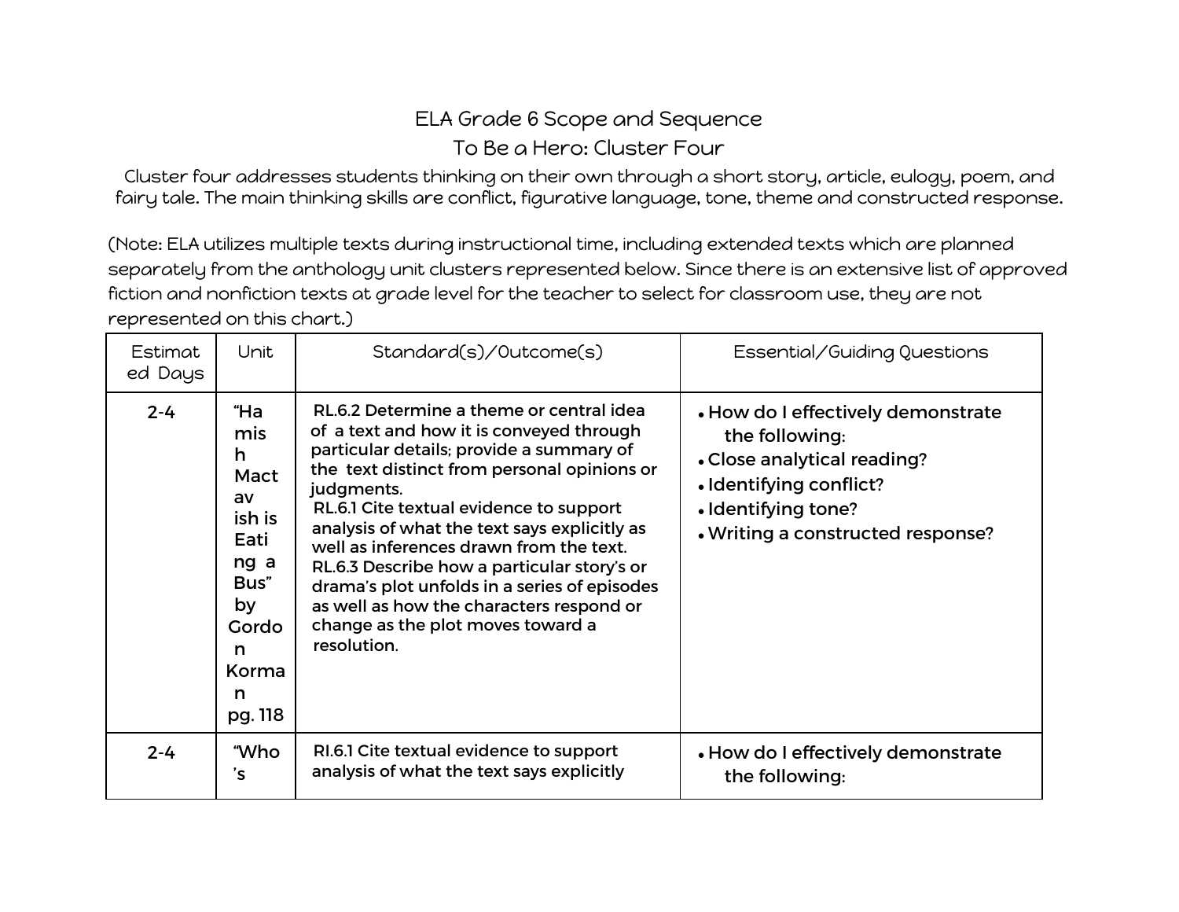# ELA Grade 6 Scope and Sequence

## To Be a Hero: Cluster Four

Cluster four addresses students thinking on their own through a short story, article, eulogy, poem, and fairy tale. The main thinking skills are conflict, figurative language, tone, theme and constructed response.

(Note: ELA utilizes multiple texts during instructional time, including extended texts which are planned separately from the anthology unit clusters represented below. Since there is an extensive list of approved fiction and nonfiction texts at grade level for the teacher to select for classroom use, they are not represented on this chart.)

| Estimated Days | Unit | Standard(s)/Outcome(s) | Essential/Guiding Questions |
|---|---|---|---|
| 2-4 | "Hamish Mactavish is Eating a Bus" by Gordon Korman pg. 118 | RL.6.2 Determine a theme or central idea of a text and how it is conveyed through particular details; provide a summary of the text distinct from personal opinions or judgments.<br>RL.6.1 Cite textual evidence to support analysis of what the text says explicitly as well as inferences drawn from the text.<br>RL.6.3 Describe how a particular story's or drama's plot unfolds in a series of episodes as well as how the characters respond or change as the plot moves toward a resolution. | • How do I effectively demonstrate the following:<br>• Close analytical reading?<br>• Identifying conflict?<br>• Identifying tone?<br>• Writing a constructed response? |
| 2-4 | "Who's | RI.6.1 Cite textual evidence to support analysis of what the text says explicitly | • How do I effectively demonstrate the following: |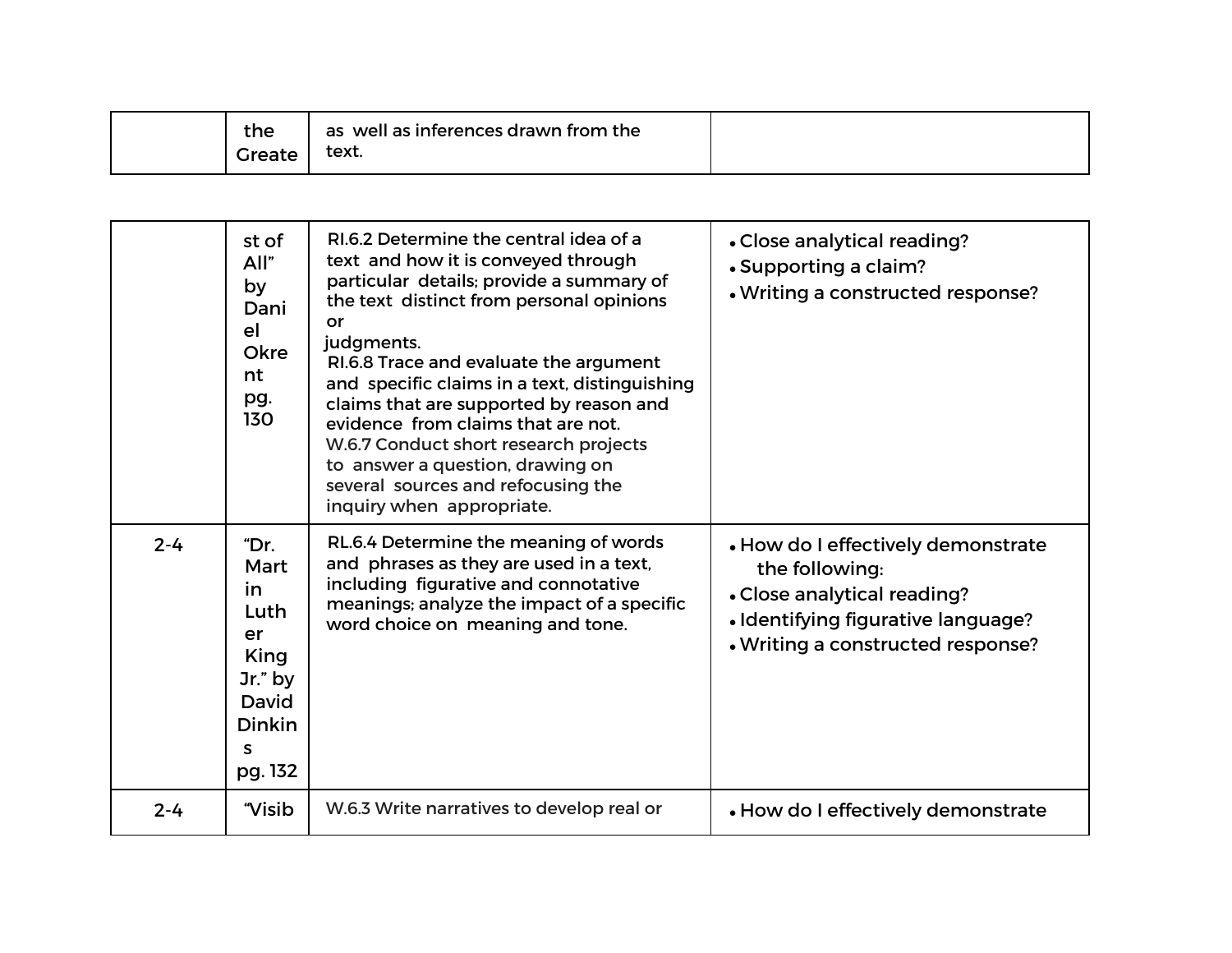| | the Greate | as well as inferences drawn from the text. | |
|---|---|---|---|
| | st of All" by Daniel Okrent pg. 130 | RI.6.2 Determine the central idea of a text and how it is conveyed through particular details; provide a summary of the text distinct from personal opinions or judgments. RI.6.8 Trace and evaluate the argument and specific claims in a text, distinguishing claims that are supported by reason and evidence from claims that are not. W.6.7 Conduct short research projects to answer a question, drawing on several sources and refocusing the inquiry when appropriate. | • Close analytical reading? • Supporting a claim? • Writing a constructed response? |
| 2-4 | "Dr. Martin Luther King Jr." by David Dinkins pg. 132 | RL.6.4 Determine the meaning of words and phrases as they are used in a text, including figurative and connotative meanings; analyze the impact of a specific word choice on meaning and tone. | • How do I effectively demonstrate the following: • Close analytical reading? • Identifying figurative language? • Writing a constructed response? |
| 2-4 | "Visib | W.6.3 Write narratives to develop real or | • How do I effectively demonstrate |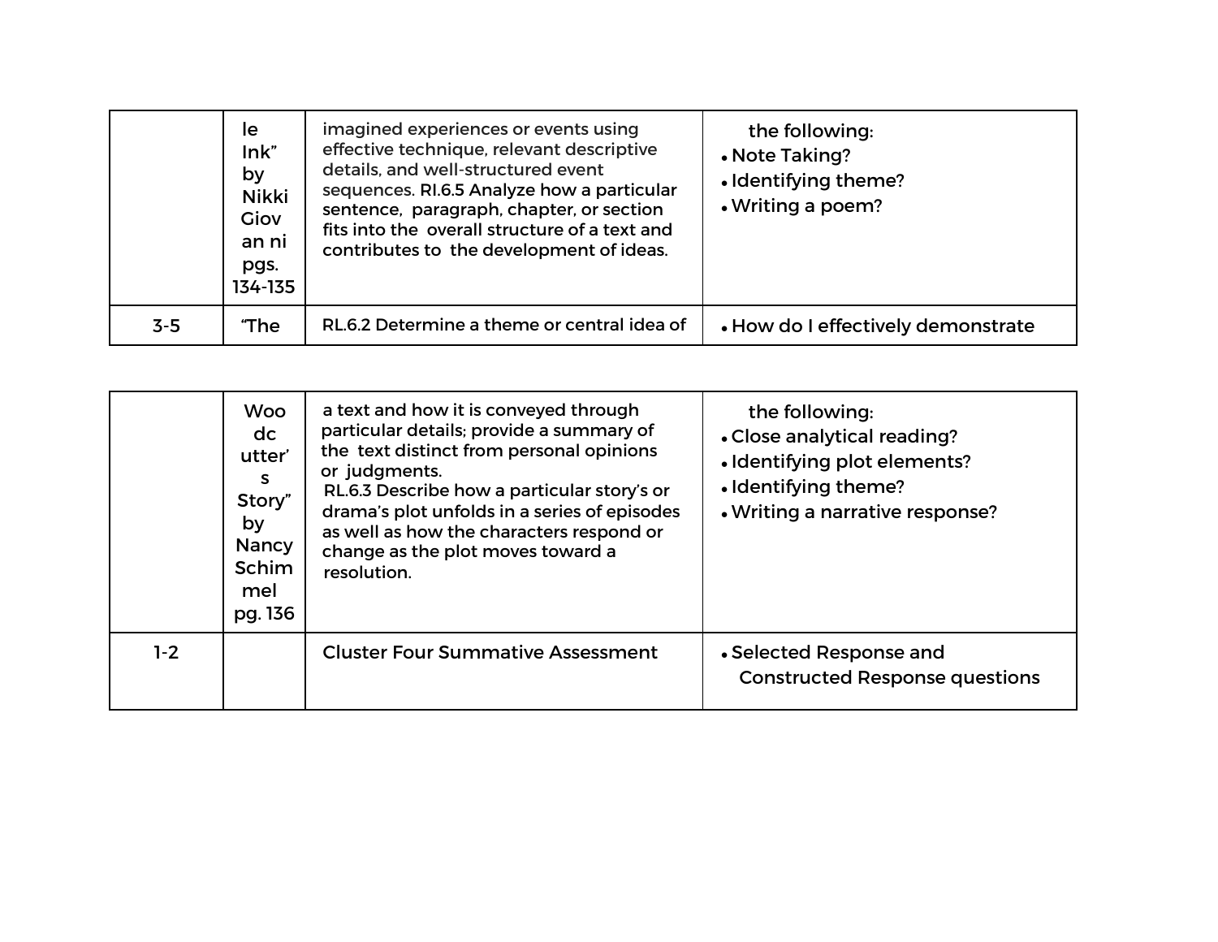| | | | |
|---|---|---|---|
| | le Ink" by Nikki Giovanni pgs. 134-135 | imagined experiences or events using effective technique, relevant descriptive details, and well-structured event sequences. RI.6.5 Analyze how a particular sentence, paragraph, chapter, or section fits into the overall structure of a text and contributes to the development of ideas. | the following:<br>• Note Taking?<br>• Identifying theme?<br>• Writing a poem? |
| 3-5 | "The Woodcutter's Story" by Nancy Schimmel pg. 136 | RL.6.2 Determine a theme or central idea of a text and how it is conveyed through particular details; provide a summary of the text distinct from personal opinions or judgments. RL.6.3 Describe how a particular story's or drama's plot unfolds in a series of episodes as well as how the characters respond or change as the plot moves toward a resolution. | • How do I effectively demonstrate the following:<br>• Close analytical reading?<br>• Identifying plot elements?<br>• Identifying theme?<br>• Writing a narrative response? |
| 1-2 | | Cluster Four Summative Assessment | • Selected Response and Constructed Response questions |